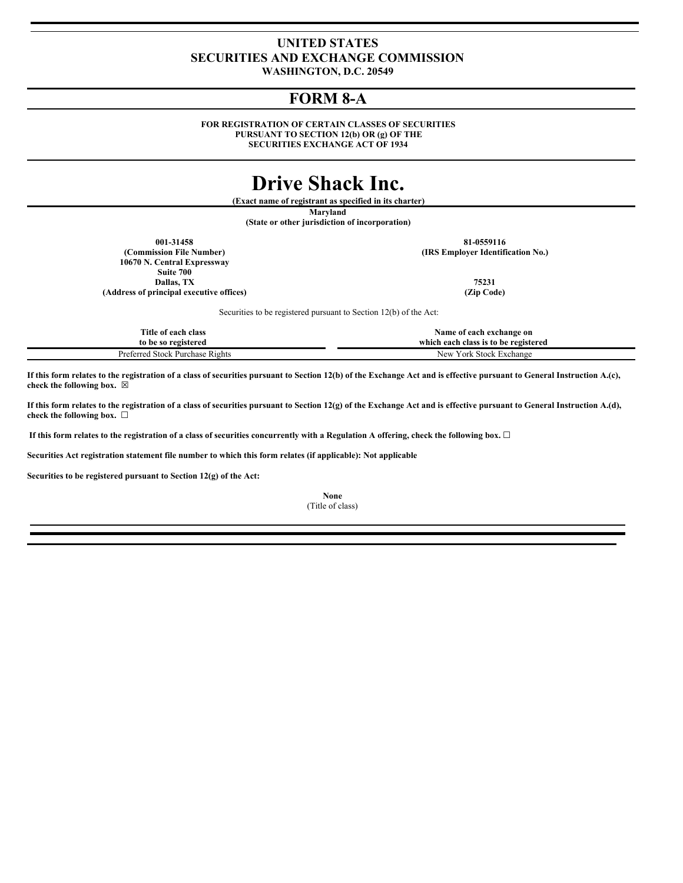**UNITED STATES**
**SECURITIES AND EXCHANGE COMMISSION**
**WASHINGTON, D.C. 20549**

# FORM 8-A

**FOR REGISTRATION OF CERTAIN CLASSES OF SECURITIES**
**PURSUANT TO SECTION 12(b) OR (g) OF THE**
**SECURITIES EXCHANGE ACT OF 1934**

# Drive Shack Inc.

**(Exact name of registrant as specified in its charter)**

**Maryland**
**(State or other jurisdiction of incorporation)**

| | |
|---|---|
| **001-31458** | **81-0559116** |
| **(Commission File Number)** | **(IRS Employer Identification No.)** |
| **10670 N. Central Expressway** | |
| **Suite 700** | |
| **Dallas, TX** | **75231** |
| **(Address of principal executive offices)** | **(Zip Code)** |

Securities to be registered pursuant to Section 12(b) of the Act:

| Title of each class to be so registered | Name of each exchange on which each class is to be registered |
|---|---|
| Preferred Stock Purchase Rights | New York Stock Exchange |

**If this form relates to the registration of a class of securities pursuant to Section 12(b) of the Exchange Act and is effective pursuant to General Instruction A.(c), check the following box.** ☒

**If this form relates to the registration of a class of securities pursuant to Section 12(g) of the Exchange Act and is effective pursuant to General Instruction A.(d), check the following box.** ☐

**If this form relates to the registration of a class of securities concurrently with a Regulation A offering, check the following box.** ☐

**Securities Act registration statement file number to which this form relates (if applicable): Not applicable**

**Securities to be registered pursuant to Section 12(g) of the Act:**

**None**
(Title of class)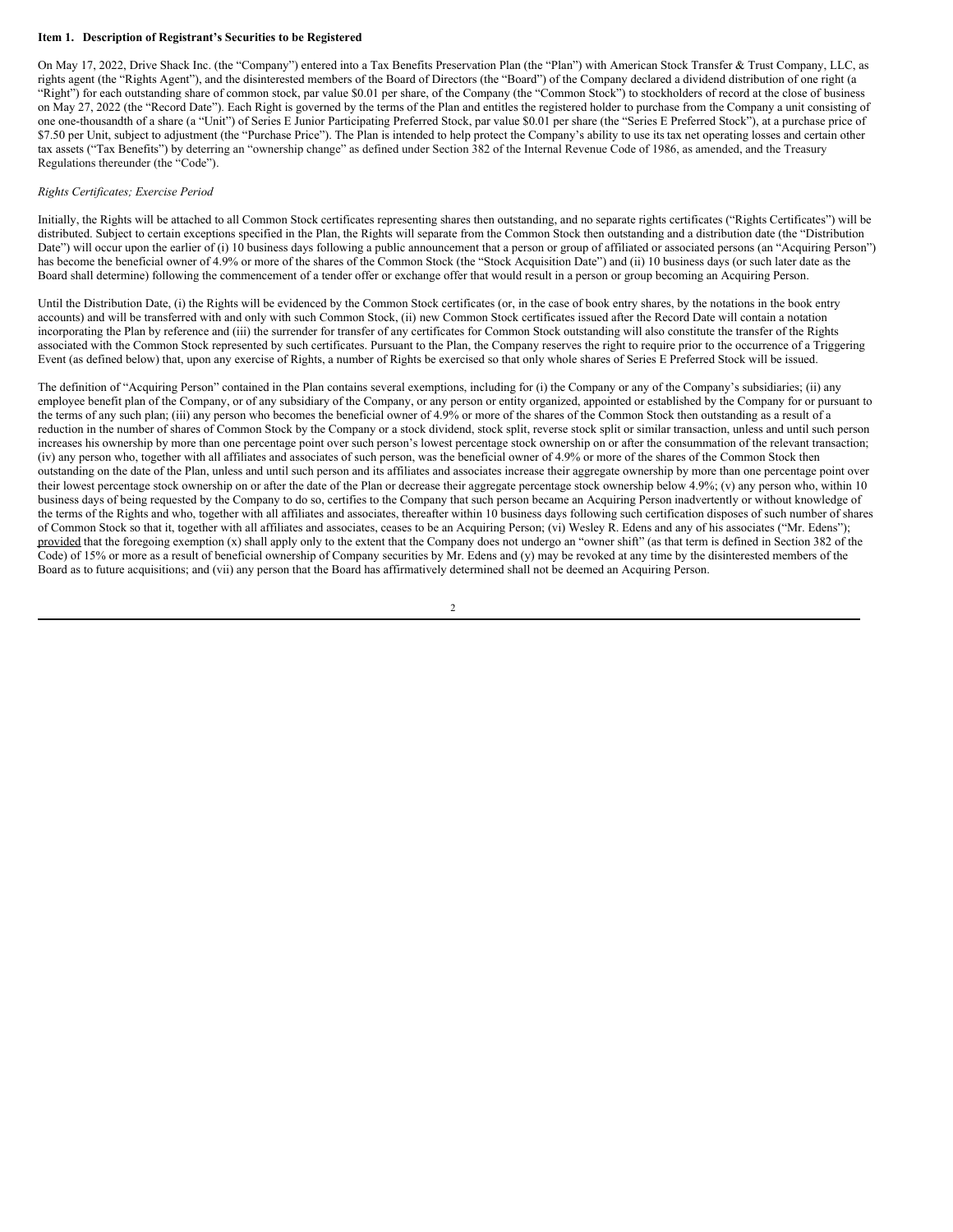**Item 1. Description of Registrant's Securities to be Registered**

On May 17, 2022, Drive Shack Inc. (the "Company") entered into a Tax Benefits Preservation Plan (the "Plan") with American Stock Transfer & Trust Company, LLC, as rights agent (the "Rights Agent"), and the disinterested members of the Board of Directors (the "Board") of the Company declared a dividend distribution of one right (a "Right") for each outstanding share of common stock, par value $0.01 per share, of the Company (the "Common Stock") to stockholders of record at the close of business on May 27, 2022 (the "Record Date"). Each Right is governed by the terms of the Plan and entitles the registered holder to purchase from the Company a unit consisting of one one-thousandth of a share (a "Unit") of Series E Junior Participating Preferred Stock, par value $0.01 per share (the "Series E Preferred Stock"), at a purchase price of $7.50 per Unit, subject to adjustment (the "Purchase Price"). The Plan is intended to help protect the Company's ability to use its tax net operating losses and certain other tax assets ("Tax Benefits") by deterring an "ownership change" as defined under Section 382 of the Internal Revenue Code of 1986, as amended, and the Treasury Regulations thereunder (the "Code").

*Rights Certificates; Exercise Period*

Initially, the Rights will be attached to all Common Stock certificates representing shares then outstanding, and no separate rights certificates ("Rights Certificates") will be distributed. Subject to certain exceptions specified in the Plan, the Rights will separate from the Common Stock then outstanding and a distribution date (the "Distribution Date") will occur upon the earlier of (i) 10 business days following a public announcement that a person or group of affiliated or associated persons (an "Acquiring Person") has become the beneficial owner of 4.9% or more of the shares of the Common Stock (the "Stock Acquisition Date") and (ii) 10 business days (or such later date as the Board shall determine) following the commencement of a tender offer or exchange offer that would result in a person or group becoming an Acquiring Person.

Until the Distribution Date, (i) the Rights will be evidenced by the Common Stock certificates (or, in the case of book entry shares, by the notations in the book entry accounts) and will be transferred with and only with such Common Stock, (ii) new Common Stock certificates issued after the Record Date will contain a notation incorporating the Plan by reference and (iii) the surrender for transfer of any certificates for Common Stock outstanding will also constitute the transfer of the Rights associated with the Common Stock represented by such certificates. Pursuant to the Plan, the Company reserves the right to require prior to the occurrence of a Triggering Event (as defined below) that, upon any exercise of Rights, a number of Rights be exercised so that only whole shares of Series E Preferred Stock will be issued.

The definition of "Acquiring Person" contained in the Plan contains several exemptions, including for (i) the Company or any of the Company's subsidiaries; (ii) any employee benefit plan of the Company, or of any subsidiary of the Company, or any person or entity organized, appointed or established by the Company for or pursuant to the terms of any such plan; (iii) any person who becomes the beneficial owner of 4.9% or more of the shares of the Common Stock then outstanding as a result of a reduction in the number of shares of Common Stock by the Company or a stock dividend, stock split, reverse stock split or similar transaction, unless and until such person increases his ownership by more than one percentage point over such person's lowest percentage stock ownership on or after the consummation of the relevant transaction; (iv) any person who, together with all affiliates and associates of such person, was the beneficial owner of 4.9% or more of the shares of the Common Stock then outstanding on the date of the Plan, unless and until such person and its affiliates and associates increase their aggregate ownership by more than one percentage point over their lowest percentage stock ownership on or after the date of the Plan or decrease their aggregate percentage stock ownership below 4.9%; (v) any person who, within 10 business days of being requested by the Company to do so, certifies to the Company that such person became an Acquiring Person inadvertently or without knowledge of the terms of the Rights and who, together with all affiliates and associates, thereafter within 10 business days following such certification disposes of such number of shares of Common Stock so that it, together with all affiliates and associates, ceases to be an Acquiring Person; (vi) Wesley R. Edens and any of his associates ("Mr. Edens"); provided that the foregoing exemption (x) shall apply only to the extent that the Company does not undergo an "owner shift" (as that term is defined in Section 382 of the Code) of 15% or more as a result of beneficial ownership of Company securities by Mr. Edens and (y) may be revoked at any time by the disinterested members of the Board as to future acquisitions; and (vii) any person that the Board has affirmatively determined shall not be deemed an Acquiring Person.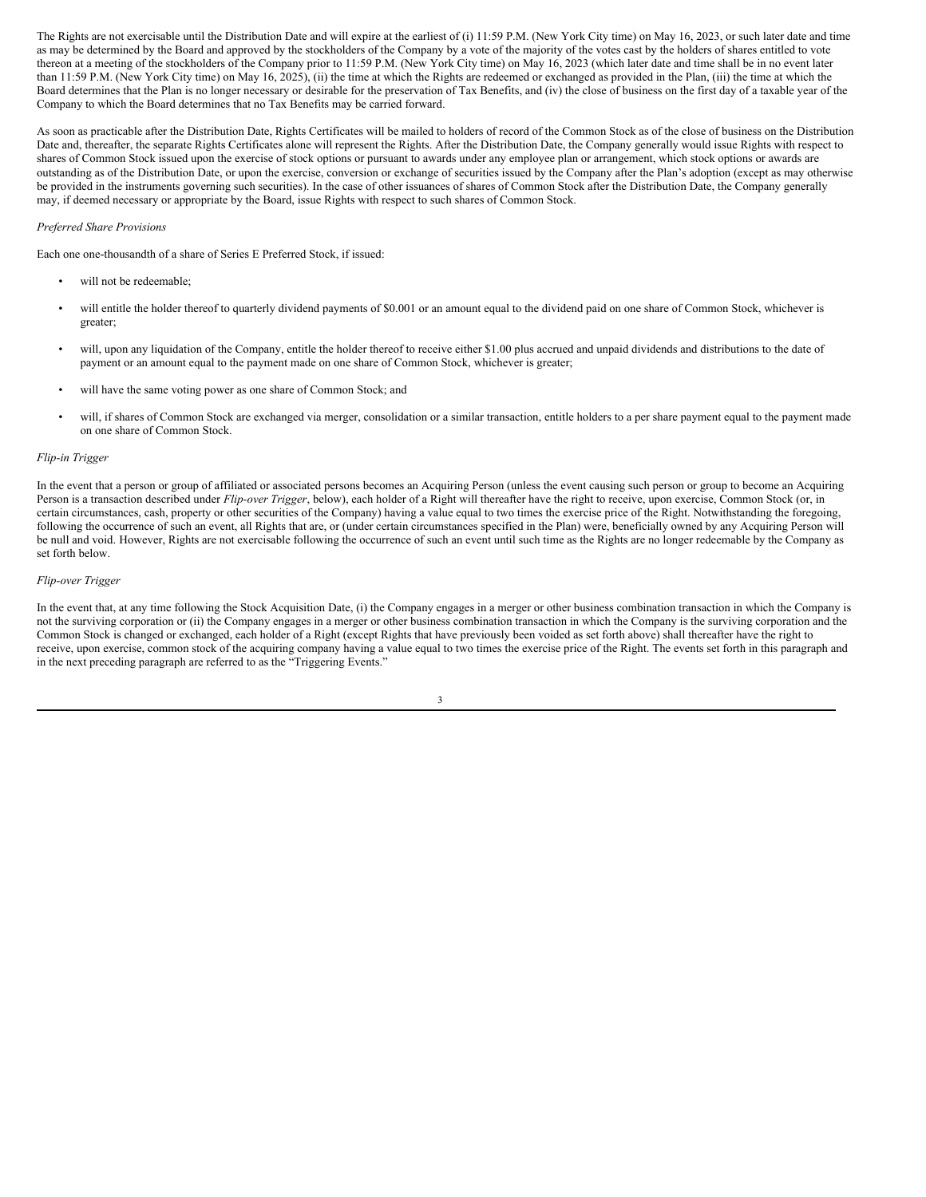The Rights are not exercisable until the Distribution Date and will expire at the earliest of (i) 11:59 P.M. (New York City time) on May 16, 2023, or such later date and time as may be determined by the Board and approved by the stockholders of the Company by a vote of the majority of the votes cast by the holders of shares entitled to vote thereon at a meeting of the stockholders of the Company prior to 11:59 P.M. (New York City time) on May 16, 2023 (which later date and time shall be in no event later than 11:59 P.M. (New York City time) on May 16, 2025), (ii) the time at which the Rights are redeemed or exchanged as provided in the Plan, (iii) the time at which the Board determines that the Plan is no longer necessary or desirable for the preservation of Tax Benefits, and (iv) the close of business on the first day of a taxable year of the Company to which the Board determines that no Tax Benefits may be carried forward.

As soon as practicable after the Distribution Date, Rights Certificates will be mailed to holders of record of the Common Stock as of the close of business on the Distribution Date and, thereafter, the separate Rights Certificates alone will represent the Rights. After the Distribution Date, the Company generally would issue Rights with respect to shares of Common Stock issued upon the exercise of stock options or pursuant to awards under any employee plan or arrangement, which stock options or awards are outstanding as of the Distribution Date, or upon the exercise, conversion or exchange of securities issued by the Company after the Plan's adoption (except as may otherwise be provided in the instruments governing such securities). In the case of other issuances of shares of Common Stock after the Distribution Date, the Company generally may, if deemed necessary or appropriate by the Board, issue Rights with respect to such shares of Common Stock.

*Preferred Share Provisions*

Each one one-thousandth of a share of Series E Preferred Stock, if issued:

- will not be redeemable;
- will entitle the holder thereof to quarterly dividend payments of $0.001 or an amount equal to the dividend paid on one share of Common Stock, whichever is greater;
- will, upon any liquidation of the Company, entitle the holder thereof to receive either $1.00 plus accrued and unpaid dividends and distributions to the date of payment or an amount equal to the payment made on one share of Common Stock, whichever is greater;
- will have the same voting power as one share of Common Stock; and
- will, if shares of Common Stock are exchanged via merger, consolidation or a similar transaction, entitle holders to a per share payment equal to the payment made on one share of Common Stock.

*Flip-in Trigger*

In the event that a person or group of affiliated or associated persons becomes an Acquiring Person (unless the event causing such person or group to become an Acquiring Person is a transaction described under *Flip-over Trigger*, below), each holder of a Right will thereafter have the right to receive, upon exercise, Common Stock (or, in certain circumstances, cash, property or other securities of the Company) having a value equal to two times the exercise price of the Right. Notwithstanding the foregoing, following the occurrence of such an event, all Rights that are, or (under certain circumstances specified in the Plan) were, beneficially owned by any Acquiring Person will be null and void. However, Rights are not exercisable following the occurrence of such an event until such time as the Rights are no longer redeemable by the Company as set forth below.

*Flip-over Trigger*

In the event that, at any time following the Stock Acquisition Date, (i) the Company engages in a merger or other business combination transaction in which the Company is not the surviving corporation or (ii) the Company engages in a merger or other business combination transaction in which the Company is the surviving corporation and the Common Stock is changed or exchanged, each holder of a Right (except Rights that have previously been voided as set forth above) shall thereafter have the right to receive, upon exercise, common stock of the acquiring company having a value equal to two times the exercise price of the Right. The events set forth in this paragraph and in the next preceding paragraph are referred to as the "Triggering Events."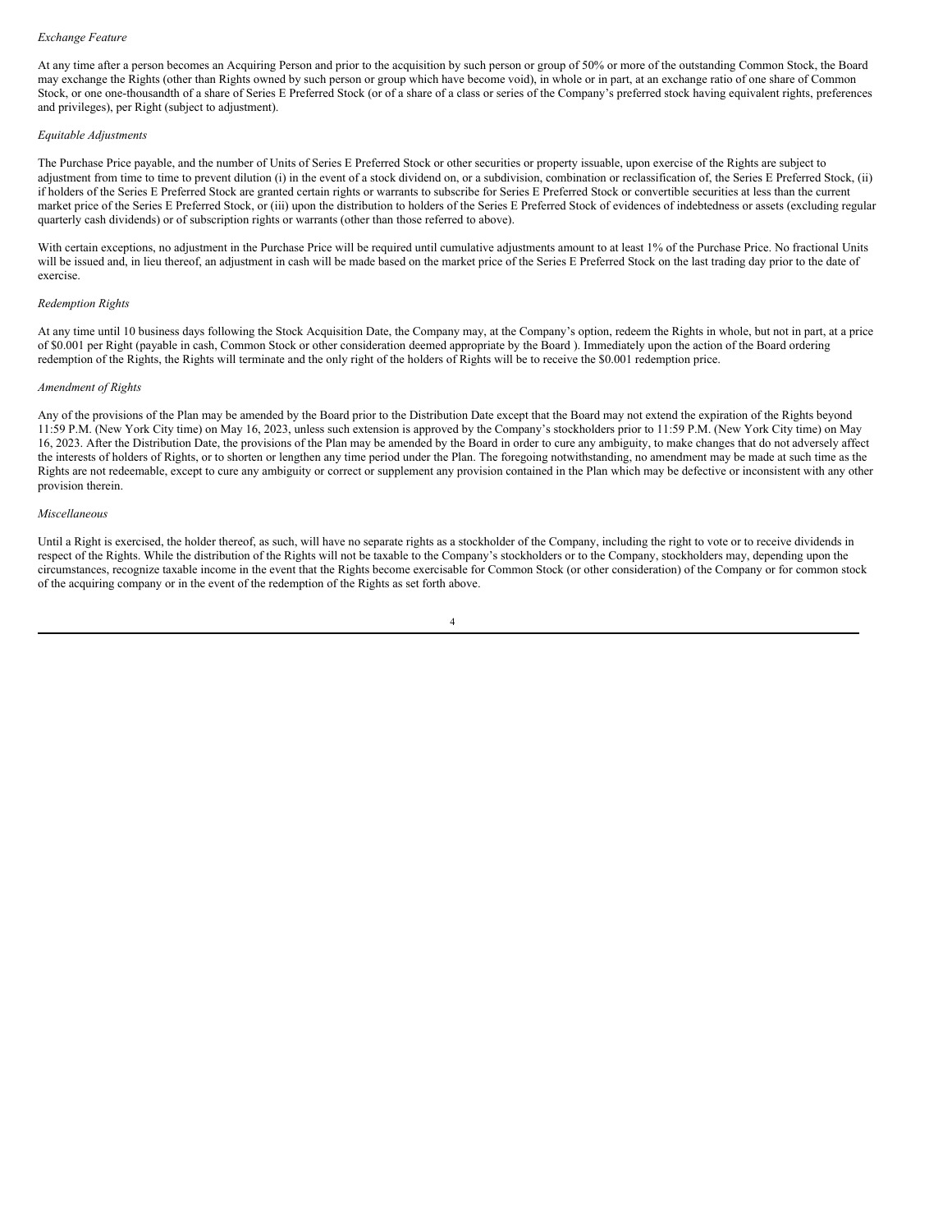*Exchange Feature*

At any time after a person becomes an Acquiring Person and prior to the acquisition by such person or group of 50% or more of the outstanding Common Stock, the Board may exchange the Rights (other than Rights owned by such person or group which have become void), in whole or in part, at an exchange ratio of one share of Common Stock, or one one-thousandth of a share of Series E Preferred Stock (or of a share of a class or series of the Company's preferred stock having equivalent rights, preferences and privileges), per Right (subject to adjustment).

*Equitable Adjustments*

The Purchase Price payable, and the number of Units of Series E Preferred Stock or other securities or property issuable, upon exercise of the Rights are subject to adjustment from time to time to prevent dilution (i) in the event of a stock dividend on, or a subdivision, combination or reclassification of, the Series E Preferred Stock, (ii) if holders of the Series E Preferred Stock are granted certain rights or warrants to subscribe for Series E Preferred Stock or convertible securities at less than the current market price of the Series E Preferred Stock, or (iii) upon the distribution to holders of the Series E Preferred Stock of evidences of indebtedness or assets (excluding regular quarterly cash dividends) or of subscription rights or warrants (other than those referred to above).

With certain exceptions, no adjustment in the Purchase Price will be required until cumulative adjustments amount to at least 1% of the Purchase Price. No fractional Units will be issued and, in lieu thereof, an adjustment in cash will be made based on the market price of the Series E Preferred Stock on the last trading day prior to the date of exercise.

*Redemption Rights*

At any time until 10 business days following the Stock Acquisition Date, the Company may, at the Company's option, redeem the Rights in whole, but not in part, at a price of $0.001 per Right (payable in cash, Common Stock or other consideration deemed appropriate by the Board ). Immediately upon the action of the Board ordering redemption of the Rights, the Rights will terminate and the only right of the holders of Rights will be to receive the $0.001 redemption price.

*Amendment of Rights*

Any of the provisions of the Plan may be amended by the Board prior to the Distribution Date except that the Board may not extend the expiration of the Rights beyond 11:59 P.M. (New York City time) on May 16, 2023, unless such extension is approved by the Company's stockholders prior to 11:59 P.M. (New York City time) on May 16, 2023. After the Distribution Date, the provisions of the Plan may be amended by the Board in order to cure any ambiguity, to make changes that do not adversely affect the interests of holders of Rights, or to shorten or lengthen any time period under the Plan. The foregoing notwithstanding, no amendment may be made at such time as the Rights are not redeemable, except to cure any ambiguity or correct or supplement any provision contained in the Plan which may be defective or inconsistent with any other provision therein.

*Miscellaneous*

Until a Right is exercised, the holder thereof, as such, will have no separate rights as a stockholder of the Company, including the right to vote or to receive dividends in respect of the Rights. While the distribution of the Rights will not be taxable to the Company's stockholders or to the Company, stockholders may, depending upon the circumstances, recognize taxable income in the event that the Rights become exercisable for Common Stock (or other consideration) of the Company or for common stock of the acquiring company or in the event of the redemption of the Rights as set forth above.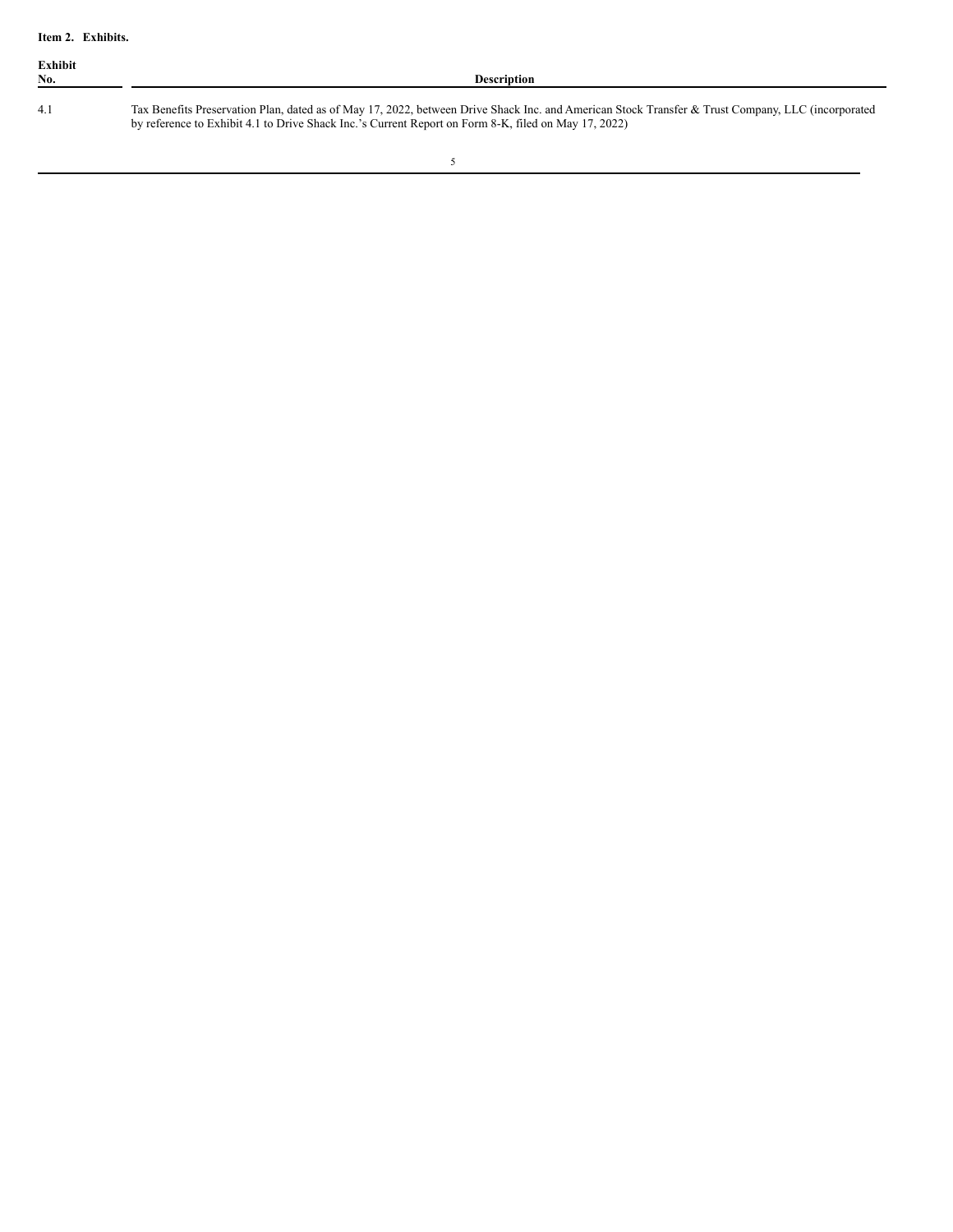**Item 2. Exhibits.**

| Exhibit No. | Description |
| --- | --- |
| 4.1 | Tax Benefits Preservation Plan, dated as of May 17, 2022, between Drive Shack Inc. and American Stock Transfer & Trust Company, LLC (incorporated by reference to Exhibit 4.1 to Drive Shack Inc.'s Current Report on Form 8-K, filed on May 17, 2022) |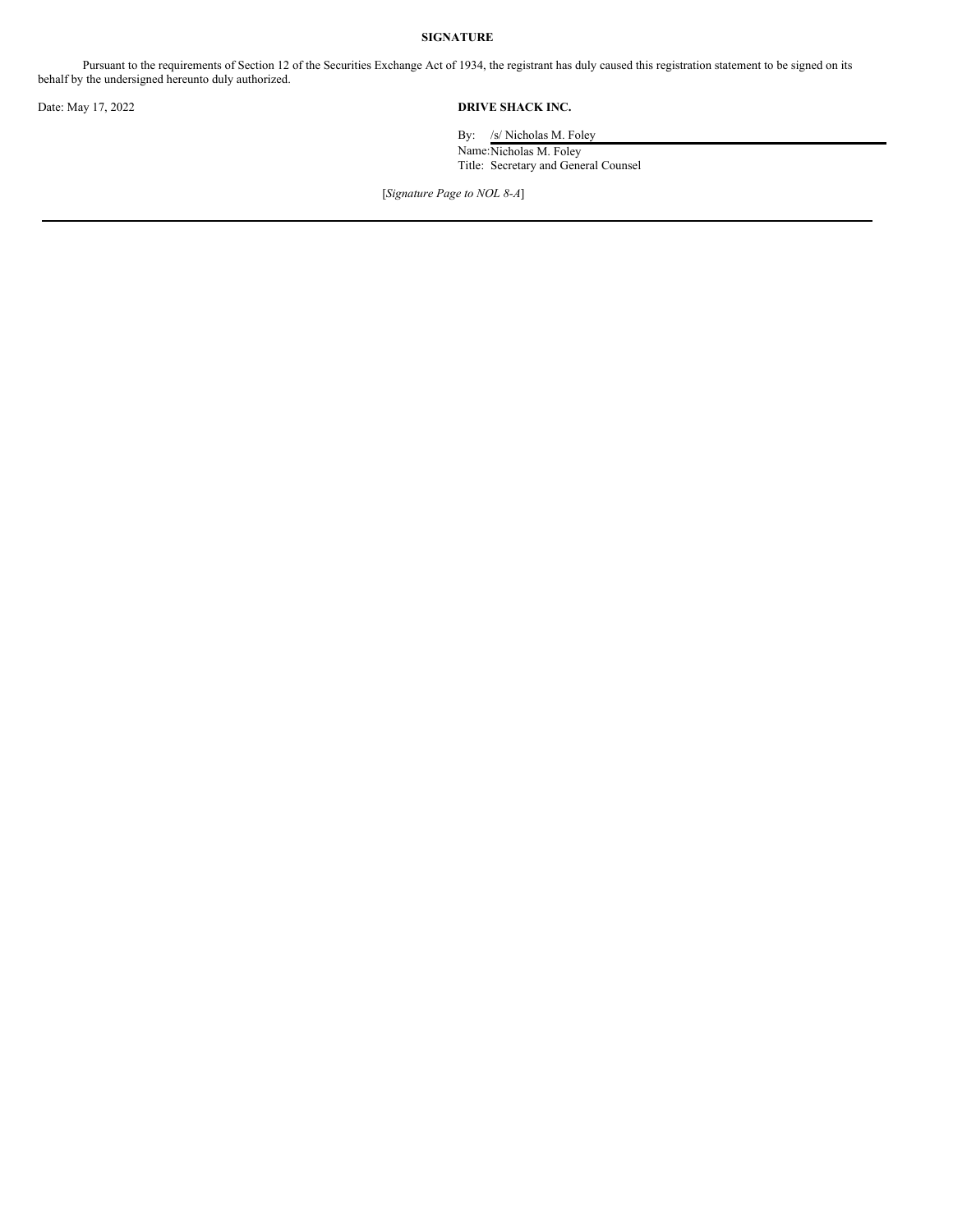**SIGNATURE**

Pursuant to the requirements of Section 12 of the Securities Exchange Act of 1934, the registrant has duly caused this registration statement to be signed on its behalf by the undersigned hereunto duly authorized.

Date: May 17, 2022

**DRIVE SHACK INC.**

By: /s/ Nicholas M. Foley
Name: Nicholas M. Foley
Title: Secretary and General Counsel

[*Signature Page to NOL 8-A*]